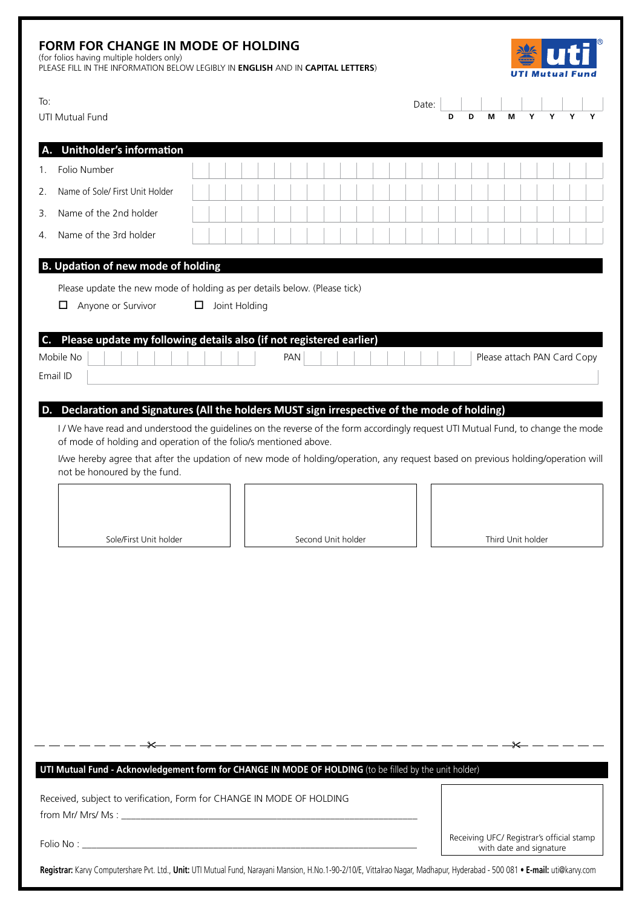# FORM FOR CHANGE IN MODE OF HOLDING

(for folios having multiple holders only)

PLEASE FILL IN THE INFORMATION BELOW LEGIBLY IN **ENGLISH** AND IN **CAPITAL LETTERS**)

To:

UTI Mutual Fund

Date: D D M M Y Y Y Y

## A. Unitholder's information

1. Folio Number
2. Name of Sole/ First Unit Holder
3. Name of the 2nd holder
4. Name of the 3rd holder

## B. Updation of new mode of holding

Please update the new mode of holding as per details below. (Please tick)

☐ Anyone or Survivor ☐ Joint Holding

## C. Please update my following details also (if not registered earlier)

Mobile No PAN Please attach PAN Card Copy

Email ID

## D. Declaration and Signatures (All the holders MUST sign irrespective of the mode of holding)

I / We have read and understood the guidelines on the reverse of the form accordingly request UTI Mutual Fund, to change the mode of mode of holding and operation of the folio/s mentioned above.

I/we hereby agree that after the updation of new mode of holding/operation, any request based on previous holding/operation will not be honoured by the fund.

| Sole/First Unit holder | Second Unit holder | Third Unit holder |
|---|---|---|

---

**UTI Mutual Fund - Acknowledgement form for CHANGE IN MODE OF HOLDING** (to be filled by the unit holder)

Received, subject to verification, Form for CHANGE IN MODE OF HOLDING

from Mr/ Mrs/ Ms : ______________________________

Folio No : ______________________________

Receiving UFC/ Registrar's official stamp with date and signature

**Registrar:** Karvy Computershare Pvt. Ltd., **Unit:** UTI Mutual Fund, Narayani Mansion, H.No.1-90-2/10/E, Vittalrao Nagar, Madhapur, Hyderabad - 500 081 • **E-mail:** uti@karvy.com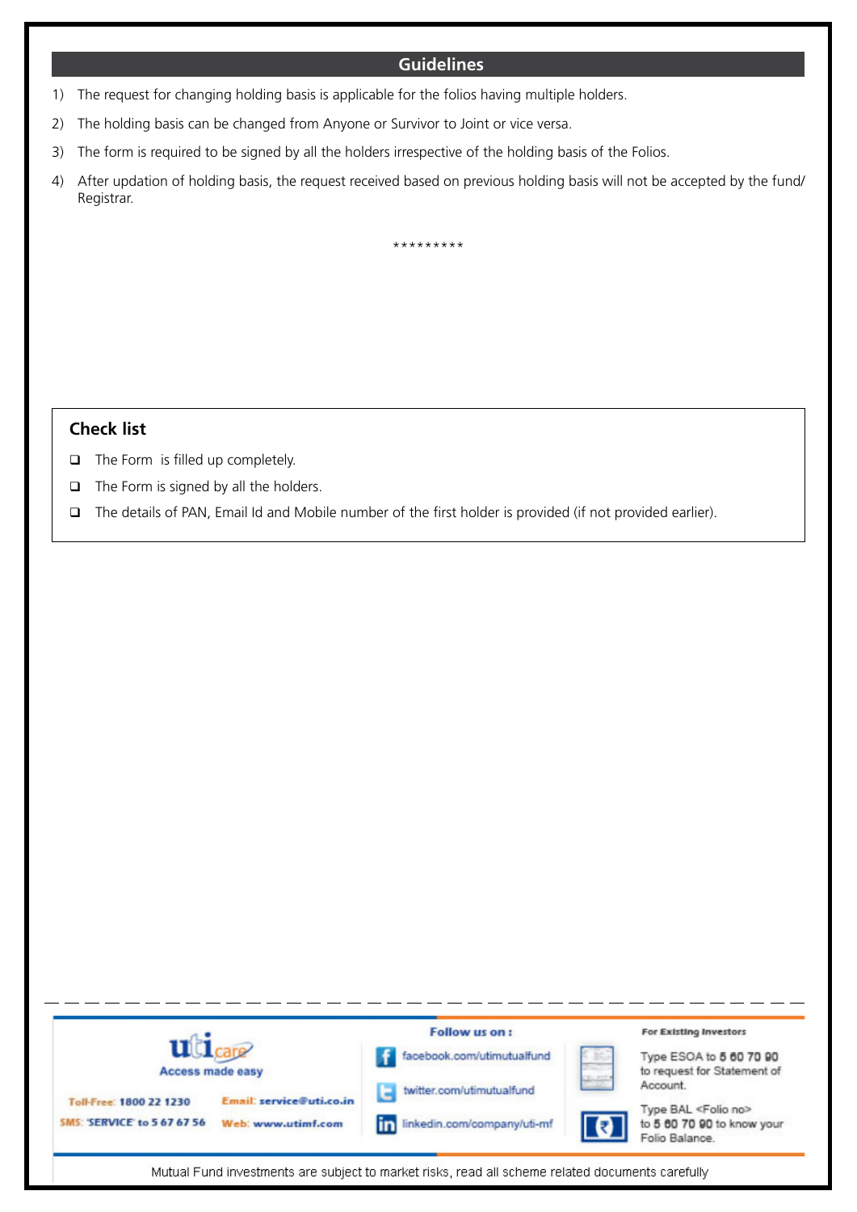## Guidelines

1) The request for changing holding basis is applicable for the folios having multiple holders.
2) The holding basis can be changed from Anyone or Survivor to Joint or vice versa.
3) The form is required to be signed by all the holders irrespective of the holding basis of the Folios.
4) After updation of holding basis, the request received based on previous holding basis will not be accepted by the fund/ Registrar.

\*\*\*\*\*\*\*\*\*

### Check list

- ❑ The Form is filled up completely.
- ❑ The Form is signed by all the holders.
- ❑ The details of PAN, Email Id and Mobile number of the first holder is provided (if not provided earlier).

uti care
Access made easy

Toll-Free: 1800 22 1230
Email: service@uti.co.in
SMS: 'SERVICE' to 5 67 67 56
Web: www.utimf.com

Follow us on :

facebook.com/utimutualfund
twitter.com/utimutualfund
linkedin.com/company/uti-mf

For Existing Investors

Type ESOA to 5 60 70 90 to request for Statement of Account.

Type BAL <Folio no> to 5 60 70 90 to know your Folio Balance.

Mutual Fund investments are subject to market risks, read all scheme related documents carefully